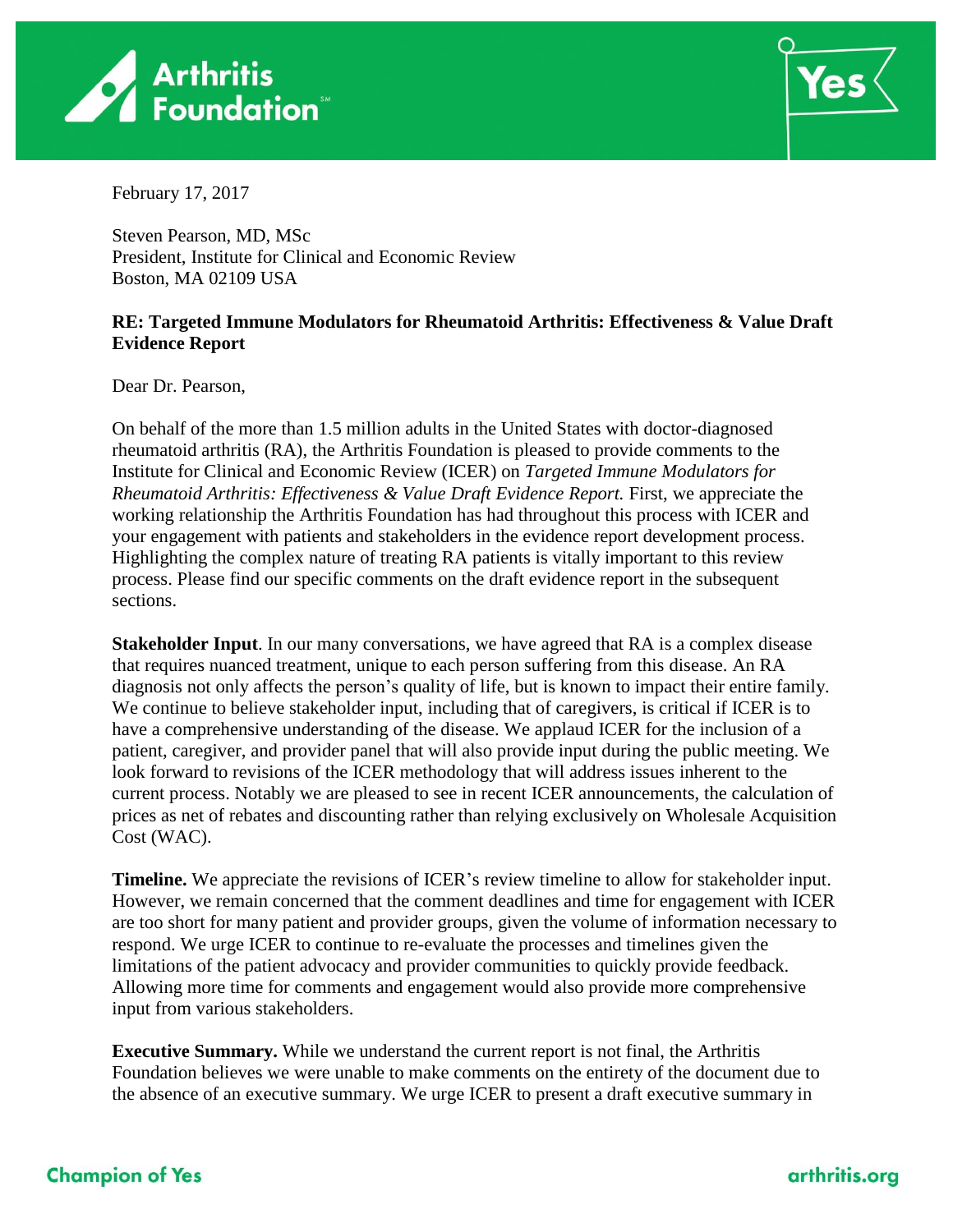February 17, 2017

Steven Pearson, MD, MSc
President, Institute for Clinical and Economic Review
Boston, MA 02109 USA

**RE: Targeted Immune Modulators for Rheumatoid Arthritis: Effectiveness & Value Draft Evidence Report**

Dear Dr. Pearson,

On behalf of the more than 1.5 million adults in the United States with doctor-diagnosed rheumatoid arthritis (RA), the Arthritis Foundation is pleased to provide comments to the Institute for Clinical and Economic Review (ICER) on *Targeted Immune Modulators for Rheumatoid Arthritis: Effectiveness & Value Draft Evidence Report.* First, we appreciate the working relationship the Arthritis Foundation has had throughout this process with ICER and your engagement with patients and stakeholders in the evidence report development process. Highlighting the complex nature of treating RA patients is vitally important to this review process. Please find our specific comments on the draft evidence report in the subsequent sections.

**Stakeholder Input**. In our many conversations, we have agreed that RA is a complex disease that requires nuanced treatment, unique to each person suffering from this disease. An RA diagnosis not only affects the person's quality of life, but is known to impact their entire family. We continue to believe stakeholder input, including that of caregivers, is critical if ICER is to have a comprehensive understanding of the disease. We applaud ICER for the inclusion of a patient, caregiver, and provider panel that will also provide input during the public meeting. We look forward to revisions of the ICER methodology that will address issues inherent to the current process. Notably we are pleased to see in recent ICER announcements, the calculation of prices as net of rebates and discounting rather than relying exclusively on Wholesale Acquisition Cost (WAC).

**Timeline.** We appreciate the revisions of ICER's review timeline to allow for stakeholder input. However, we remain concerned that the comment deadlines and time for engagement with ICER are too short for many patient and provider groups, given the volume of information necessary to respond. We urge ICER to continue to re-evaluate the processes and timelines given the limitations of the patient advocacy and provider communities to quickly provide feedback. Allowing more time for comments and engagement would also provide more comprehensive input from various stakeholders.

**Executive Summary.** While we understand the current report is not final, the Arthritis Foundation believes we were unable to make comments on the entirety of the document due to the absence of an executive summary. We urge ICER to present a draft executive summary in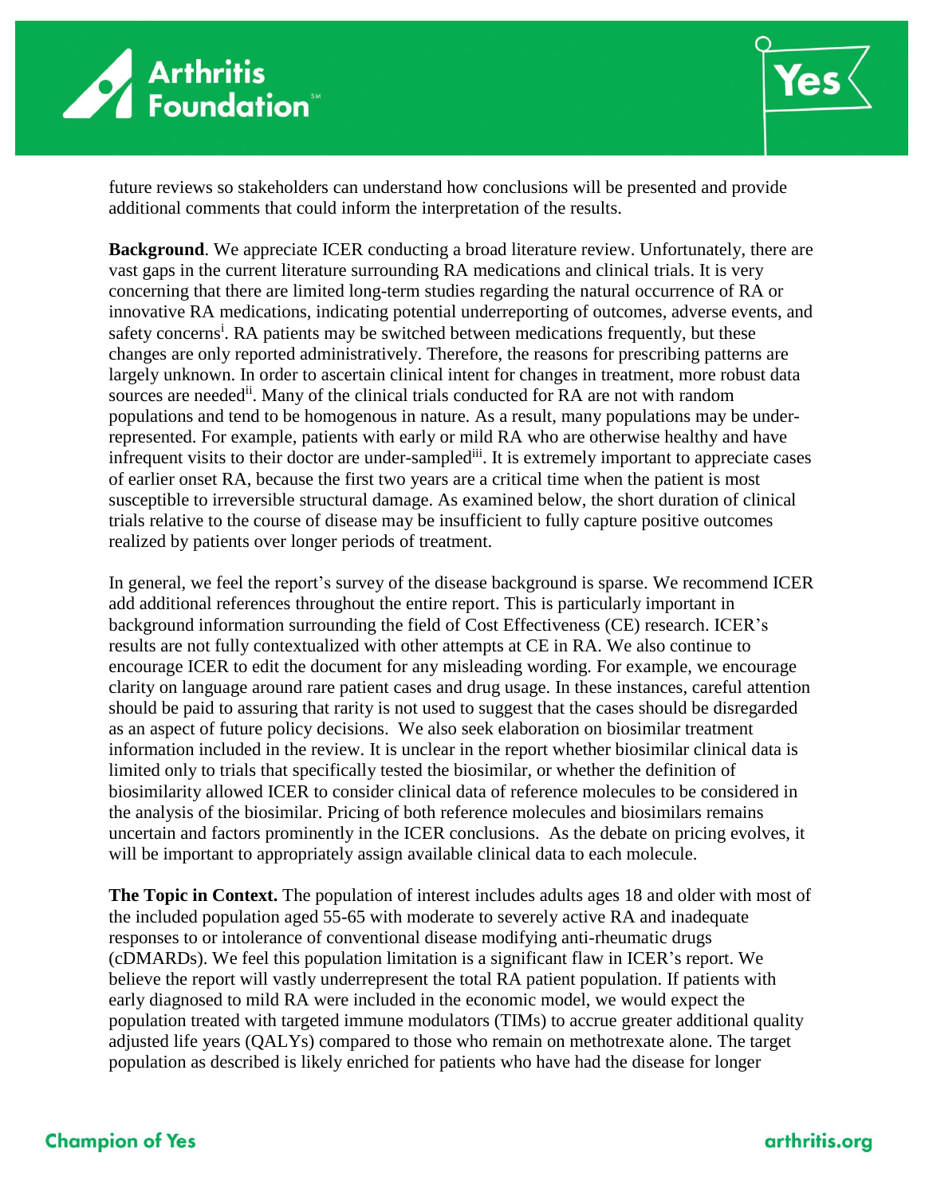future reviews so stakeholders can understand how conclusions will be presented and provide additional comments that could inform the interpretation of the results.

**Background**. We appreciate ICER conducting a broad literature review. Unfortunately, there are vast gaps in the current literature surrounding RA medications and clinical trials. It is very concerning that there are limited long-term studies regarding the natural occurrence of RA or innovative RA medications, indicating potential underreporting of outcomes, adverse events, and safety concerns[i]. RA patients may be switched between medications frequently, but these changes are only reported administratively. Therefore, the reasons for prescribing patterns are largely unknown. In order to ascertain clinical intent for changes in treatment, more robust data sources are needed[ii]. Many of the clinical trials conducted for RA are not with random populations and tend to be homogenous in nature. As a result, many populations may be under-represented. For example, patients with early or mild RA who are otherwise healthy and have infrequent visits to their doctor are under-sampled[iii]. It is extremely important to appreciate cases of earlier onset RA, because the first two years are a critical time when the patient is most susceptible to irreversible structural damage. As examined below, the short duration of clinical trials relative to the course of disease may be insufficient to fully capture positive outcomes realized by patients over longer periods of treatment.

In general, we feel the report's survey of the disease background is sparse. We recommend ICER add additional references throughout the entire report. This is particularly important in background information surrounding the field of Cost Effectiveness (CE) research. ICER's results are not fully contextualized with other attempts at CE in RA. We also continue to encourage ICER to edit the document for any misleading wording. For example, we encourage clarity on language around rare patient cases and drug usage. In these instances, careful attention should be paid to assuring that rarity is not used to suggest that the cases should be disregarded as an aspect of future policy decisions. We also seek elaboration on biosimilar treatment information included in the review. It is unclear in the report whether biosimilar clinical data is limited only to trials that specifically tested the biosimilar, or whether the definition of biosimilarity allowed ICER to consider clinical data of reference molecules to be considered in the analysis of the biosimilar. Pricing of both reference molecules and biosimilars remains uncertain and factors prominently in the ICER conclusions. As the debate on pricing evolves, it will be important to appropriately assign available clinical data to each molecule.

**The Topic in Context.** The population of interest includes adults ages 18 and older with most of the included population aged 55-65 with moderate to severely active RA and inadequate responses to or intolerance of conventional disease modifying anti-rheumatic drugs (cDMARDs). We feel this population limitation is a significant flaw in ICER's report. We believe the report will vastly underrepresent the total RA patient population. If patients with early diagnosed to mild RA were included in the economic model, we would expect the population treated with targeted immune modulators (TIMs) to accrue greater additional quality adjusted life years (QALYs) compared to those who remain on methotrexate alone. The target population as described is likely enriched for patients who have had the disease for longer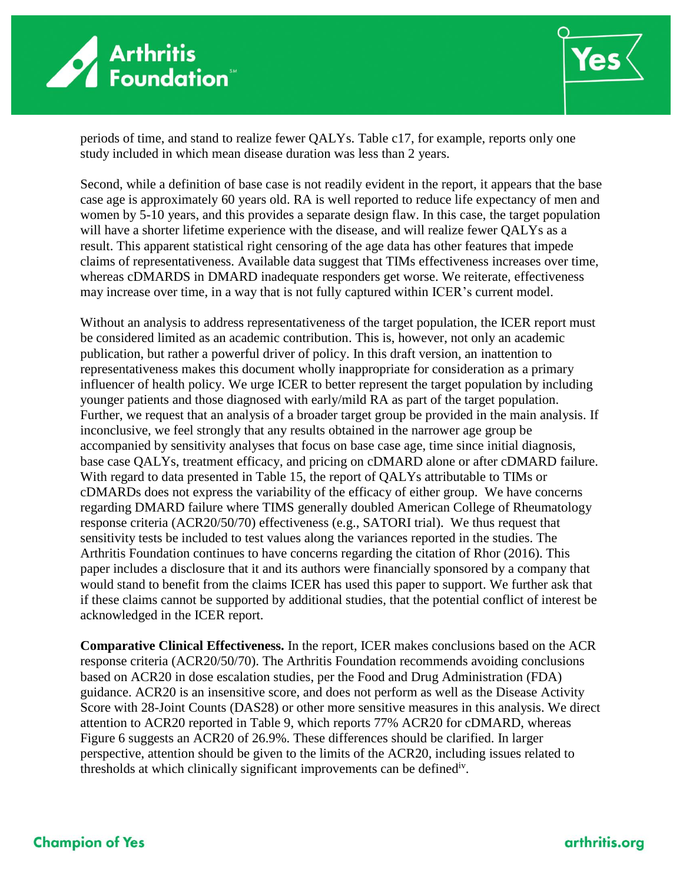periods of time, and stand to realize fewer QALYs. Table c17, for example, reports only one study included in which mean disease duration was less than 2 years.

Second, while a definition of base case is not readily evident in the report, it appears that the base case age is approximately 60 years old. RA is well reported to reduce life expectancy of men and women by 5-10 years, and this provides a separate design flaw. In this case, the target population will have a shorter lifetime experience with the disease, and will realize fewer QALYs as a result. This apparent statistical right censoring of the age data has other features that impede claims of representativeness. Available data suggest that TIMs effectiveness increases over time, whereas cDMARDS in DMARD inadequate responders get worse. We reiterate, effectiveness may increase over time, in a way that is not fully captured within ICER's current model.

Without an analysis to address representativeness of the target population, the ICER report must be considered limited as an academic contribution. This is, however, not only an academic publication, but rather a powerful driver of policy. In this draft version, an inattention to representativeness makes this document wholly inappropriate for consideration as a primary influencer of health policy. We urge ICER to better represent the target population by including younger patients and those diagnosed with early/mild RA as part of the target population. Further, we request that an analysis of a broader target group be provided in the main analysis. If inconclusive, we feel strongly that any results obtained in the narrower age group be accompanied by sensitivity analyses that focus on base case age, time since initial diagnosis, base case QALYs, treatment efficacy, and pricing on cDMARD alone or after cDMARD failure. With regard to data presented in Table 15, the report of QALYs attributable to TIMs or cDMARDs does not express the variability of the efficacy of either group. We have concerns regarding DMARD failure where TIMS generally doubled American College of Rheumatology response criteria (ACR20/50/70) effectiveness (e.g., SATORI trial). We thus request that sensitivity tests be included to test values along the variances reported in the studies. The Arthritis Foundation continues to have concerns regarding the citation of Rhor (2016). This paper includes a disclosure that it and its authors were financially sponsored by a company that would stand to benefit from the claims ICER has used this paper to support. We further ask that if these claims cannot be supported by additional studies, that the potential conflict of interest be acknowledged in the ICER report.

**Comparative Clinical Effectiveness.** In the report, ICER makes conclusions based on the ACR response criteria (ACR20/50/70). The Arthritis Foundation recommends avoiding conclusions based on ACR20 in dose escalation studies, per the Food and Drug Administration (FDA) guidance. ACR20 is an insensitive score, and does not perform as well as the Disease Activity Score with 28-Joint Counts (DAS28) or other more sensitive measures in this analysis. We direct attention to ACR20 reported in Table 9, which reports 77% ACR20 for cDMARD, whereas Figure 6 suggests an ACR20 of 26.9%. These differences should be clarified. In larger perspective, attention should be given to the limits of the ACR20, including issues related to thresholds at which clinically significant improvements can be defined[iv].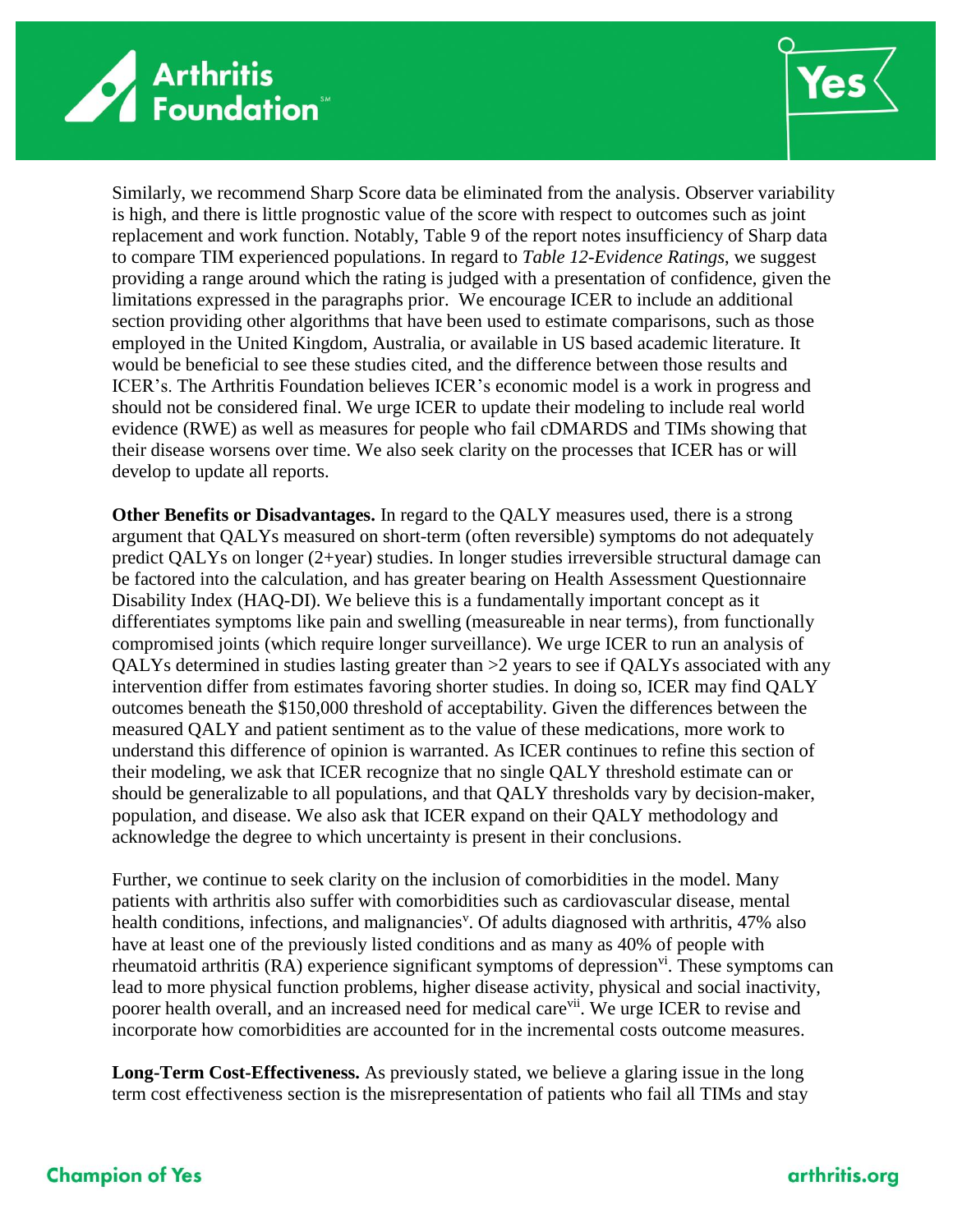Similarly, we recommend Sharp Score data be eliminated from the analysis. Observer variability is high, and there is little prognostic value of the score with respect to outcomes such as joint replacement and work function. Notably, Table 9 of the report notes insufficiency of Sharp data to compare TIM experienced populations. In regard to *Table 12-Evidence Ratings*, we suggest providing a range around which the rating is judged with a presentation of confidence, given the limitations expressed in the paragraphs prior. We encourage ICER to include an additional section providing other algorithms that have been used to estimate comparisons, such as those employed in the United Kingdom, Australia, or available in US based academic literature. It would be beneficial to see these studies cited, and the difference between those results and ICER's. The Arthritis Foundation believes ICER's economic model is a work in progress and should not be considered final. We urge ICER to update their modeling to include real world evidence (RWE) as well as measures for people who fail cDMARDS and TIMs showing that their disease worsens over time. We also seek clarity on the processes that ICER has or will develop to update all reports.

**Other Benefits or Disadvantages.** In regard to the QALY measures used, there is a strong argument that QALYs measured on short-term (often reversible) symptoms do not adequately predict QALYs on longer (2+year) studies. In longer studies irreversible structural damage can be factored into the calculation, and has greater bearing on Health Assessment Questionnaire Disability Index (HAQ-DI). We believe this is a fundamentally important concept as it differentiates symptoms like pain and swelling (measureable in near terms), from functionally compromised joints (which require longer surveillance). We urge ICER to run an analysis of QALYs determined in studies lasting greater than >2 years to see if QALYs associated with any intervention differ from estimates favoring shorter studies. In doing so, ICER may find QALY outcomes beneath the $150,000 threshold of acceptability. Given the differences between the measured QALY and patient sentiment as to the value of these medications, more work to understand this difference of opinion is warranted. As ICER continues to refine this section of their modeling, we ask that ICER recognize that no single QALY threshold estimate can or should be generalizable to all populations, and that QALY thresholds vary by decision-maker, population, and disease. We also ask that ICER expand on their QALY methodology and acknowledge the degree to which uncertainty is present in their conclusions.

Further, we continue to seek clarity on the inclusion of comorbidities in the model. Many patients with arthritis also suffer with comorbidities such as cardiovascular disease, mental health conditions, infections, and malignancies[v]. Of adults diagnosed with arthritis, 47% also have at least one of the previously listed conditions and as many as 40% of people with rheumatoid arthritis (RA) experience significant symptoms of depression[vi]. These symptoms can lead to more physical function problems, higher disease activity, physical and social inactivity, poorer health overall, and an increased need for medical care[vii]. We urge ICER to revise and incorporate how comorbidities are accounted for in the incremental costs outcome measures.

**Long-Term Cost-Effectiveness.** As previously stated, we believe a glaring issue in the long term cost effectiveness section is the misrepresentation of patients who fail all TIMs and stay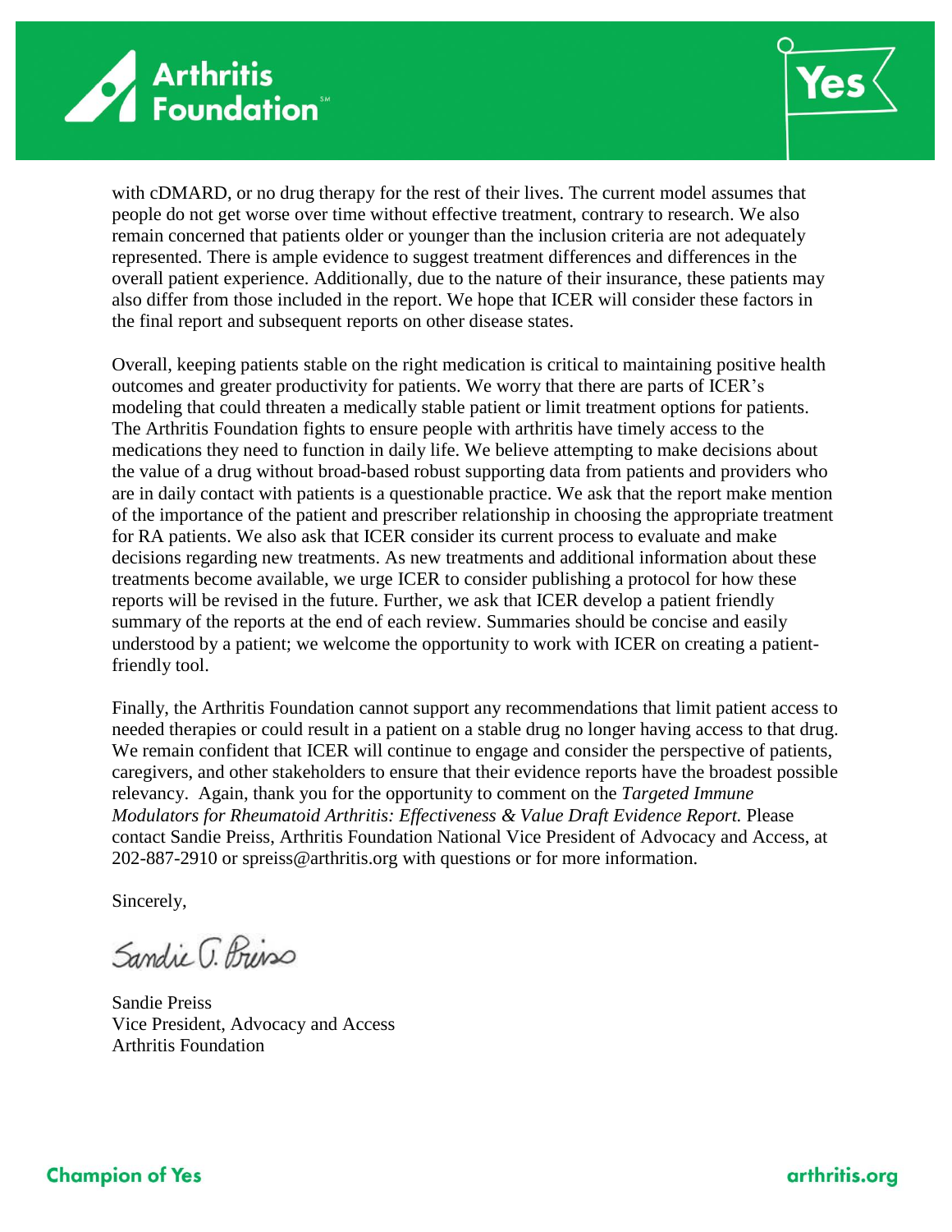with cDMARD, or no drug therapy for the rest of their lives. The current model assumes that people do not get worse over time without effective treatment, contrary to research. We also remain concerned that patients older or younger than the inclusion criteria are not adequately represented. There is ample evidence to suggest treatment differences and differences in the overall patient experience. Additionally, due to the nature of their insurance, these patients may also differ from those included in the report. We hope that ICER will consider these factors in the final report and subsequent reports on other disease states.

Overall, keeping patients stable on the right medication is critical to maintaining positive health outcomes and greater productivity for patients. We worry that there are parts of ICER's modeling that could threaten a medically stable patient or limit treatment options for patients. The Arthritis Foundation fights to ensure people with arthritis have timely access to the medications they need to function in daily life. We believe attempting to make decisions about the value of a drug without broad-based robust supporting data from patients and providers who are in daily contact with patients is a questionable practice. We ask that the report make mention of the importance of the patient and prescriber relationship in choosing the appropriate treatment for RA patients. We also ask that ICER consider its current process to evaluate and make decisions regarding new treatments. As new treatments and additional information about these treatments become available, we urge ICER to consider publishing a protocol for how these reports will be revised in the future. Further, we ask that ICER develop a patient friendly summary of the reports at the end of each review. Summaries should be concise and easily understood by a patient; we welcome the opportunity to work with ICER on creating a patient-friendly tool.

Finally, the Arthritis Foundation cannot support any recommendations that limit patient access to needed therapies or could result in a patient on a stable drug no longer having access to that drug. We remain confident that ICER will continue to engage and consider the perspective of patients, caregivers, and other stakeholders to ensure that their evidence reports have the broadest possible relevancy. Again, thank you for the opportunity to comment on the *Targeted Immune Modulators for Rheumatoid Arthritis: Effectiveness & Value Draft Evidence Report.* Please contact Sandie Preiss, Arthritis Foundation National Vice President of Advocacy and Access, at 202-887-2910 or spreiss@arthritis.org with questions or for more information.

Sincerely,

Sandie Preiss
Vice President, Advocacy and Access
Arthritis Foundation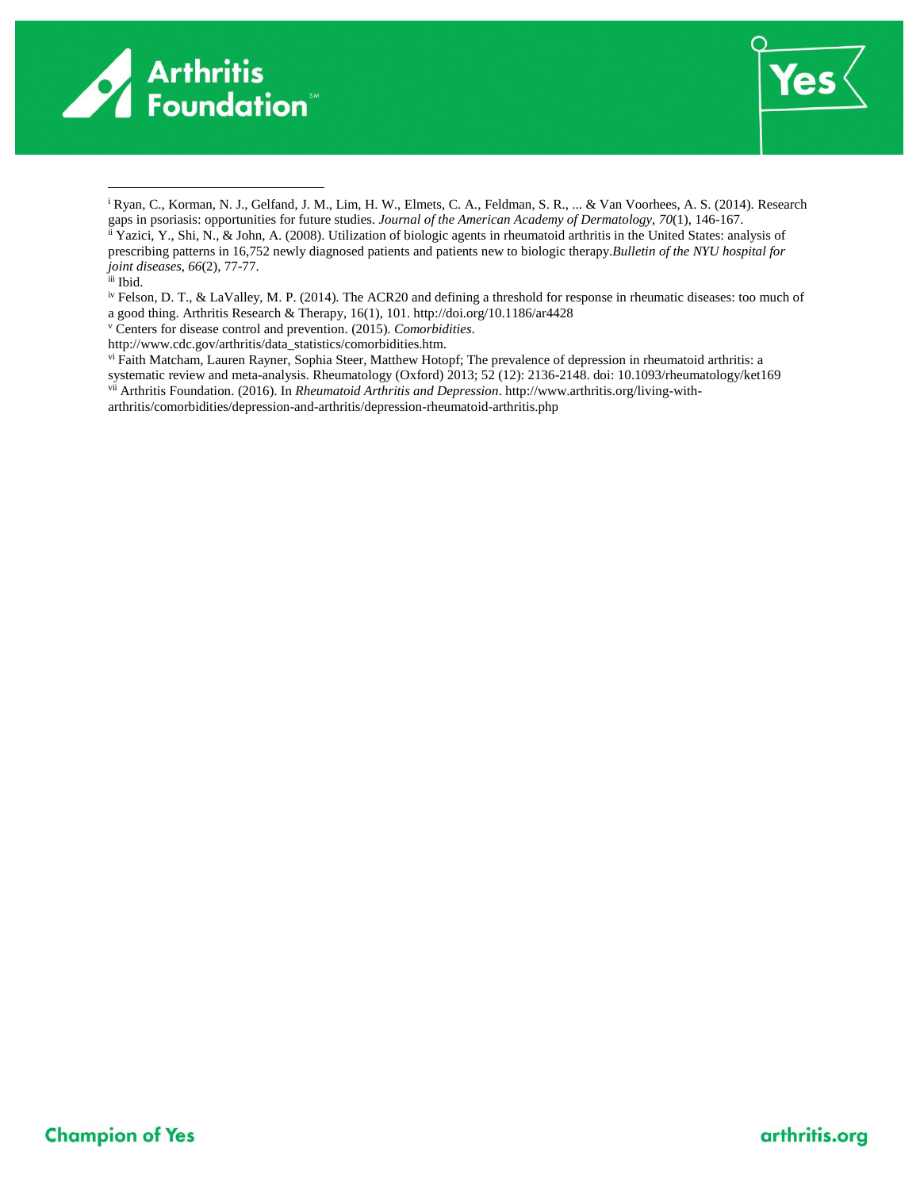---

[i] Ryan, C., Korman, N. J., Gelfand, J. M., Lim, H. W., Elmets, C. A., Feldman, S. R., ... & Van Voorhees, A. S. (2014). Research gaps in psoriasis: opportunities for future studies. *Journal of the American Academy of Dermatology*, *70*(1), 146-167.

[ii] Yazici, Y., Shi, N., & John, A. (2008). Utilization of biologic agents in rheumatoid arthritis in the United States: analysis of prescribing patterns in 16,752 newly diagnosed patients and patients new to biologic therapy.*Bulletin of the NYU hospital for joint diseases*, *66*(2), 77-77.

[iii] Ibid.

[iv] Felson, D. T., & LaValley, M. P. (2014). The ACR20 and defining a threshold for response in rheumatic diseases: too much of a good thing. Arthritis Research & Therapy, 16(1), 101. http://doi.org/10.1186/ar4428

[v] Centers for disease control and prevention. (2015). *Comorbidities*. http://www.cdc.gov/arthritis/data_statistics/comorbidities.htm.

[vi] Faith Matcham, Lauren Rayner, Sophia Steer, Matthew Hotopf; The prevalence of depression in rheumatoid arthritis: a systematic review and meta-analysis. Rheumatology (Oxford) 2013; 52 (12): 2136-2148. doi: 10.1093/rheumatology/ket169

[vii] Arthritis Foundation. (2016). In *Rheumatoid Arthritis and Depression*. http://www.arthritis.org/living-with-arthritis/comorbidities/depression-and-arthritis/depression-rheumatoid-arthritis.php